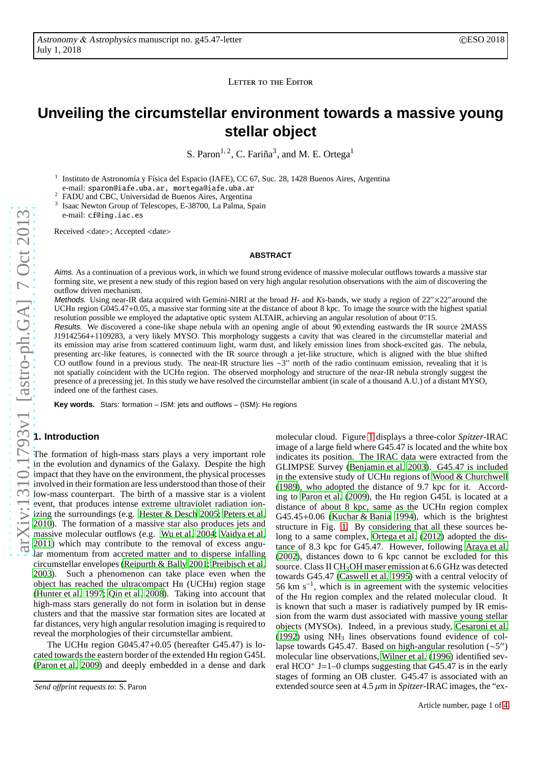Letter to the Editor

# Unveiling the circumstellar environment towards a massive young stellar object

S. Paron[1,2], C. Fariña[3], and M. E. Ortega[1]

[1] Instituto de Astronomía y Física del Espacio (IAFE), CC 67, Suc. 28, 1428 Buenos Aires, Argentina
e-mail: sparon@iafe.uba.ar, mortega@iafe.uba.ar

[2] FADU and CBC, Universidad de Buenos Aires, Argentina

[3] Isaac Newton Group of Telescopes, E-38700, La Palma, Spain
e-mail: cf@ing.iac.es

Received <date>; Accepted <date>

## ABSTRACT

*Aims.* As a continuation of a previous work, in which we found strong evidence of massive molecular outflows towards a massive star forming site, we present a new study of this region based on very high angular resolution observations with the aim of discovering the outflow driven mechanism.

*Methods.* Using near-IR data acquired with Gemini-NIRI at the broad *H*- and *Ks*-bands, we study a region of 22″×22″around the UCHII region G045.47+0.05, a massive star forming site at the distance of about 8 kpc. To image the source with the highest spatial resolution possible we employed the adaptative optic system ALTAIR, achieving an angular resolution of about 0.″15.

*Results.* We discovered a cone-like shape nebula with an opening angle of about 90° extending eastwards the IR source 2MASS J19142564+1109283, a very likely MYSO. This morphology suggests a cavity that was cleared in the circumstellar material and its emission may arise from scattered continuum light, warm dust, and likely emission lines from shock-excited gas. The nebula, presenting arc-like features, is connected with the IR source through a jet-like structure, which is aligned with the blue shifted CO outflow found in a previous study. The near-IR structure lies ∼3″ north of the radio continuum emission, revealing that it is not spatially coincident with the UCHII region. The observed morphology and structure of the near-IR nebula strongly suggest the presence of a precessing jet. In this study we have resolved the circumstellar ambient (in scale of a thousand A.U.) of a distant MYSO, indeed one of the farthest cases.

**Key words.** Stars: formation – ISM: jets and outflows – (ISM): HII regions

## 1. Introduction

The formation of high-mass stars plays a very important role in the evolution and dynamics of the Galaxy. Despite the high impact that they have on the environment, the physical processes involved in their formation are less understood than those of their low-mass counterpart. The birth of a massive star is a violent event, that produces intense extreme ultraviolet radiation ionizing the surroundings (e.g. Hester & Desch 2005; Peters et al. 2010). The formation of a massive star also produces jets and massive molecular outflows (e.g. Wu et al. 2004; Vaidya et al. 2011) which may contribute to the removal of excess angular momentum from accreted matter and to disperse infalling circumstellar envelopes (Reipurth & Bally 2001; Preibisch et al. 2003). Such a phenomenon can take place even when the object has reached the ultracompact HII (UCHII) region stage (Hunter et al. 1997; Qin et al. 2008). Taking into account that high-mass stars generally do not form in isolation but in dense clusters and that the massive star formation sites are located at far distances, very high angular resolution imaging is required to reveal the morphologies of their circumstellar ambient.

The UCHII region G045.47+0.05 (hereafter G45.47) is located towards the eastern border of the extended HII region G45L (Paron et al. 2009) and deeply embedded in a dense and dark molecular cloud. Figure 1 displays a three-color *Spitzer*-IRAC image of a large field where G45.47 is located and the white box indicates its position. The IRAC data were extracted from the GLIMPSE Survey (Benjamin et al. 2003). G45.47 is included in the extensive study of UCHII regions of Wood & Churchwell (1989), who adopted the distance of 9.7 kpc for it. According to Paron et al. (2009), the HII region G45L is located at a distance of about 8 kpc, same as the UCHII region complex G45.45+0.06 (Kuchar & Bania 1994), which is the brightest structure in Fig. 1. By considering that all these sources belong to a same complex, Ortega et al. (2012) adopted the distance of 8.3 kpc for G45.47. However, following Araya et al. (2002), distances down to 6 kpc cannot be excluded for this source. Class II $CH_3OH$ maser emission at 6.6 GHz was detected towards G45.47 (Caswell et al. 1995) with a central velocity of 56 km s$^{-1}$, which is in agreement with the systemic velocities of the HII region complex and the related molecular cloud. It is known that such a maser is radiatively pumped by IR emission from the warm dust associated with massive young stellar objects (MYSOs). Indeed, in a previous study, Cesaroni et al. (1992) using $NH_3$ lines observations found evidence of collapse towards G45.47. Based on high-angular resolution (∼5″) molecular line observations, Wilner et al. (1996) identified several $HCO^+$ J=1–0 clumps suggesting that G45.47 is in the early stages of forming an OB cluster. G45.47 is associated with an extended source seen at 4.5 $\mu$m in *Spitzer*-IRAC images, the "ex-

*Send offprint requests to*: S. Paron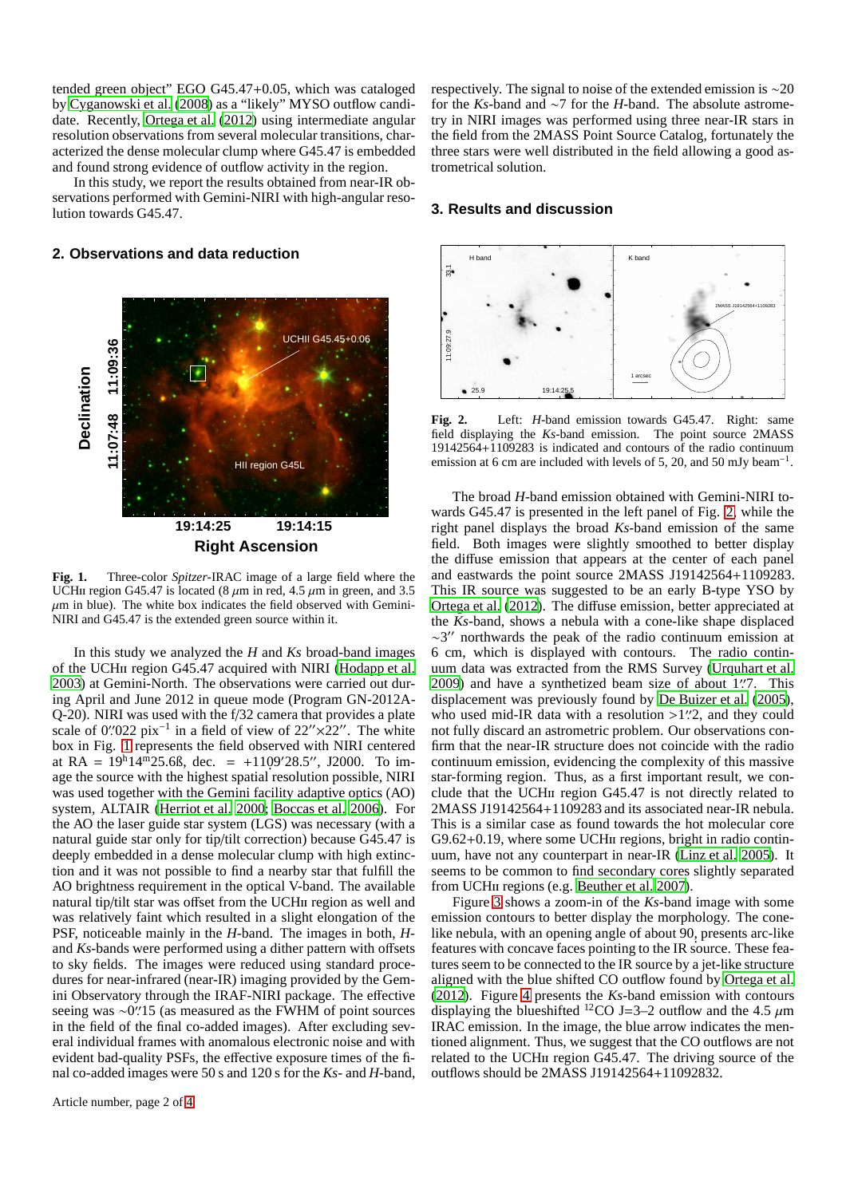tended green object" EGO G45.47+0.05, which was cataloged by Cyganowski et al. (2008) as a "likely" MYSO outflow candidate. Recently, Ortega et al. (2012) using intermediate angular resolution observations from several molecular transitions, characterized the dense molecular clump where G45.47 is embedded and found strong evidence of outflow activity in the region.

In this study, we report the results obtained from near-IR observations performed with Gemini-NIRI with high-angular resolution towards G45.47.

## 2. Observations and data reduction

**Fig. 1.** Three-color *Spitzer*-IRAC image of a large field where the UCHII region G45.47 is located (8 $\mu$m in red, 4.5 $\mu$m in green, and 3.5 $\mu$m in blue). The white box indicates the field observed with Gemini-NIRI and G45.47 is the extended green source within it.

In this study we analyzed the *H* and *Ks* broad-band images of the UCHII region G45.47 acquired with NIRI (Hodapp et al. 2003) at Gemini-North. The observations were carried out during April and June 2012 in queue mode (Program GN-2012A-Q-20). NIRI was used with the f/32 camera that provides a plate scale of 0.″022 pix$^{-1}$ in a field of view of 22″×22″. The white box in Fig. 1 represents the field observed with NIRI centered at RA = 19$^{h}$14$^{m}$25.6ß, dec. = +11◦09′28.5″, J2000. To image the source with the highest spatial resolution possible, NIRI was used together with the Gemini facility adaptive optics (AO) system, ALTAIR (Herriot et al. 2000; Boccas et al. 2006). For the AO the laser guide star system (LGS) was necessary (with a natural guide star only for tip/tilt correction) because G45.47 is deeply embedded in a dense molecular clump with high extinction and it was not possible to find a nearby star that fulfill the AO brightness requirement in the optical V-band. The available natural tip/tilt star was offset from the UCHII region as well and was relatively faint which resulted in a slight elongation of the PSF, noticeable mainly in the *H*-band. The images in both, *H*- and *Ks*-bands were performed using a dither pattern with offsets to sky fields. The images were reduced using standard procedures for near-infrared (near-IR) imaging provided by the Gemini Observatory through the IRAF-NIRI package. The effective seeing was ∼0.″15 (as measured as the FWHM of point sources in the field of the final co-added images). After excluding several individual frames with anomalous electronic noise and with evident bad-quality PSFs, the effective exposure times of the final co-added images were 50 s and 120 s for the *Ks*- and *H*-band, respectively. The signal to noise of the extended emission is ∼20 for the *Ks*-band and ∼7 for the *H*-band. The absolute astrometry in NIRI images was performed using three near-IR stars in the field from the 2MASS Point Source Catalog, fortunately the three stars were well distributed in the field allowing a good astrometrical solution.

## 3. Results and discussion

**Fig. 2.** Left: *H*-band emission towards G45.47. Right: same field displaying the *Ks*-band emission. The point source 2MASS 19142564+1109283 is indicated and contours of the radio continuum emission at 6 cm are included with levels of 5, 20, and 50 mJy beam$^{-1}$.

The broad *H*-band emission obtained with Gemini-NIRI towards G45.47 is presented in the left panel of Fig. 2, while the right panel displays the broad *Ks*-band emission of the same field. Both images were slightly smoothed to better display the diffuse emission that appears at the center of each panel and eastwards the point source 2MASS J19142564+1109283. This IR source was suggested to be an early B-type YSO by Ortega et al. (2012). The diffuse emission, better appreciated at the *Ks*-band, shows a nebula with a cone-like shape displaced ∼3″ northwards the peak of the radio continuum emission at 6 cm, which is displayed with contours. The radio continuum data was extracted from the RMS Survey (Urquhart et al. 2009) and have a synthetized beam size of about 1.″7. This displacement was previously found by De Buizer et al. (2005), who used mid-IR data with a resolution >1.″2, and they could not fully discard an astrometric problem. Our observations confirm that the near-IR structure does not coincide with the radio continuum emission, evidencing the complexity of this massive star-forming region. Thus, as a first important result, we conclude that the UCHII region G45.47 is not directly related to 2MASS J19142564+1109283 and its associated near-IR nebula. This is a similar case as found towards the hot molecular core G9.62+0.19, where some UCHII regions, bright in radio continuum, have not any counterpart in near-IR (Linz et al. 2005). It seems to be common to find secondary cores slightly separated from UCHII regions (e.g. Beuther et al. 2007).

Figure 3 shows a zoom-in of the *Ks*-band image with some emission contours to better display the morphology. The cone-like nebula, with an opening angle of about 90◦, presents arc-like features with concave faces pointing to the IR source. These features seem to be connected to the IR source by a jet-like structure aligned with the blue shifted CO outflow found by Ortega et al. (2012). Figure 4 presents the *Ks*-band emission with contours displaying the blueshifted $^{12}$CO J=3–2 outflow and the 4.5 $\mu$m IRAC emission. In the image, the blue arrow indicates the mentioned alignment. Thus, we suggest that the CO outflows are not related to the UCHII region G45.47. The driving source of the outflows should be 2MASS J19142564+11092832.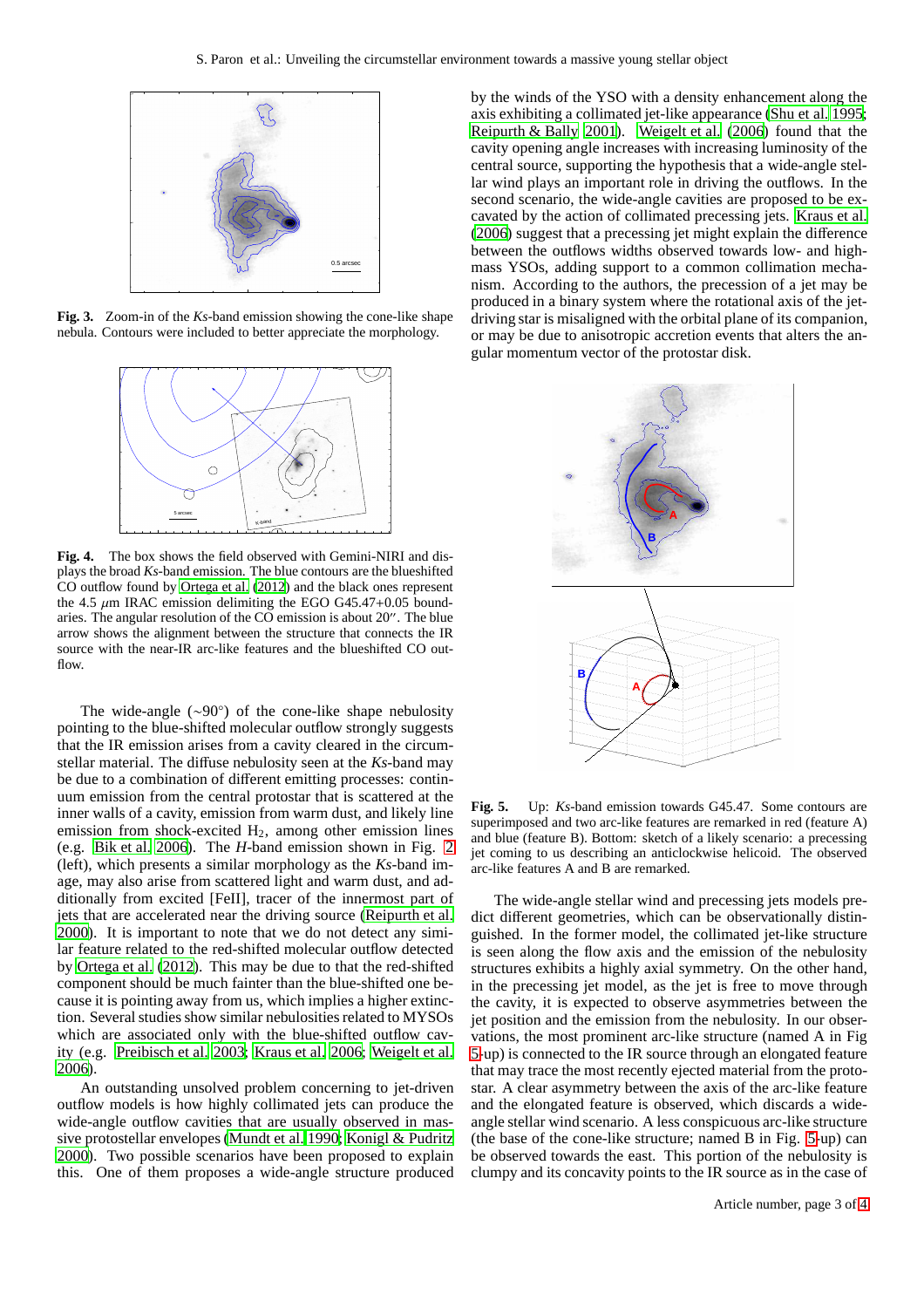Fig. 3. Zoom-in of the *Ks*-band emission showing the cone-like shape nebula. Contours were included to better appreciate the morphology.

Fig. 4. The box shows the field observed with Gemini-NIRI and displays the broad *Ks*-band emission. The blue contours are the blueshifted CO outflow found by Ortega et al. (2012) and the black ones represent the 4.5 $\mu$m IRAC emission delimiting the EGO G45.47+0.05 boundaries. The angular resolution of the CO emission is about 20″. The blue arrow shows the alignment between the structure that connects the IR source with the near-IR arc-like features and the blueshifted CO outflow.

The wide-angle (∼90°) of the cone-like shape nebulosity pointing to the blue-shifted molecular outflow strongly suggests that the IR emission arises from a cavity cleared in the circumstellar material. The diffuse nebulosity seen at the *Ks*-band may be due to a combination of different emitting processes: continuum emission from the central protostar that is scattered at the inner walls of a cavity, emission from warm dust, and likely line emission from shock-excited $H_2$, among other emission lines (e.g. Bik et al. 2006). The *H*-band emission shown in Fig. 2 (left), which presents a similar morphology as the *Ks*-band image, may also arise from scattered light and warm dust, and additionally from excited [FeII], tracer of the innermost part of jets that are accelerated near the driving source (Reipurth et al. 2000). It is important to note that we do not detect any similar feature related to the red-shifted molecular outflow detected by Ortega et al. (2012). This may be due to that the red-shifted component should be much fainter than the blue-shifted one because it is pointing away from us, which implies a higher extinction. Several studies show similar nebulosities related to MYSOs which are associated only with the blue-shifted outflow cavity (e.g. Preibisch et al. 2003; Kraus et al. 2006; Weigelt et al. 2006).

An outstanding unsolved problem concerning to jet-driven outflow models is how highly collimated jets can produce the wide-angle outflow cavities that are usually observed in massive protostellar envelopes (Mundt et al. 1990; Konigl & Pudritz 2000). Two possible scenarios have been proposed to explain this. One of them proposes a wide-angle structure produced by the winds of the YSO with a density enhancement along the axis exhibiting a collimated jet-like appearance (Shu et al. 1995; Reipurth & Bally 2001). Weigelt et al. (2006) found that the cavity opening angle increases with increasing luminosity of the central source, supporting the hypothesis that a wide-angle stellar wind plays an important role in driving the outflows. In the second scenario, the wide-angle cavities are proposed to be excavated by the action of collimated precessing jets. Kraus et al. (2006) suggest that a precessing jet might explain the difference between the outflows widths observed towards low- and high-mass YSOs, adding support to a common collimation mechanism. According to the authors, the precession of a jet may be produced in a binary system where the rotational axis of the jet-driving star is misaligned with the orbital plane of its companion, or may be due to anisotropic accretion events that alters the angular momentum vector of the protostar disk.

Fig. 5. Up: *Ks*-band emission towards G45.47. Some contours are superimposed and two arc-like features are remarked in red (feature A) and blue (feature B). Bottom: sketch of a likely scenario: a precessing jet coming to us describing an anticlockwise helicoid. The observed arc-like features A and B are remarked.

The wide-angle stellar wind and precessing jets models predict different geometries, which can be observationally distinguished. In the former model, the collimated jet-like structure is seen along the flow axis and the emission of the nebulosity structures exhibits a highly axial symmetry. On the other hand, in the precessing jet model, as the jet is free to move through the cavity, it is expected to observe asymmetries between the jet position and the emission from the nebulosity. In our observations, the most prominent arc-like structure (named A in Fig 5-up) is connected to the IR source through an elongated feature that may trace the most recently ejected material from the protostar. A clear asymmetry between the axis of the arc-like feature and the elongated feature is observed, which discards a wide-angle stellar wind scenario. A less conspicuous arc-like structure (the base of the cone-like structure; named B in Fig. 5-up) can be observed towards the east. This portion of the nebulosity is clumpy and its concavity points to the IR source as in the case of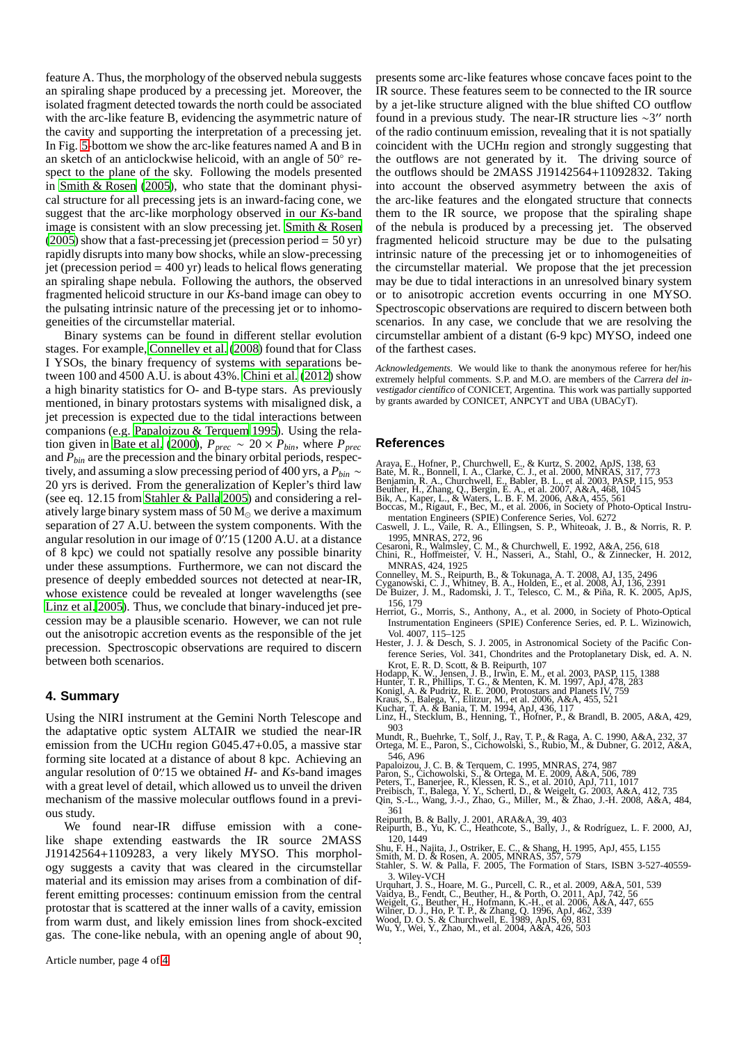feature A. Thus, the morphology of the observed nebula suggests an spiraling shape produced by a precessing jet. Moreover, the isolated fragment detected towards the north could be associated with the arc-like feature B, evidencing the asymmetric nature of the cavity and supporting the interpretation of a precessing jet. In Fig. 5-bottom we show the arc-like features named A and B in an sketch of an anticlockwise helicoid, with an angle of 50° respect to the plane of the sky. Following the models presented in Smith & Rosen (2005), who state that the dominant physical structure for all precessing jets is an inward-facing cone, we suggest that the arc-like morphology observed in our *Ks*-band image is consistent with an slow precessing jet. Smith & Rosen (2005) show that a fast-precessing jet (precession period = 50 yr) rapidly disrupts into many bow shocks, while an slow-precessing jet (precession period = 400 yr) leads to helical flows generating an spiraling shape nebula. Following the authors, the observed fragmented helicoid structure in our *Ks*-band image can obey to the pulsating intrinsic nature of the precessing jet or to inhomogeneities of the circumstellar material.

Binary systems can be found in different stellar evolution stages. For example, Connelley et al. (2008) found that for Class I YSOs, the binary frequency of systems with separations between 100 and 4500 A.U. is about 43%. Chini et al. (2012) show a high binarity statistics for O- and B-type stars. As previously mentioned, in binary protostars systems with misaligned disk, a jet precession is expected due to the tidal interactions between companions (e.g. Papaloizou & Terquem 1995). Using the relation given in Bate et al. (2000), $P_{prec} \sim 20 \times P_{bin}$, where $P_{prec}$ and $P_{bin}$ are the precession and the binary orbital periods, respectively, and assuming a slow precessing period of 400 yrs, a $P_{bin} \sim$ 20 yrs is derived. From the generalization of Kepler's third law (see eq. 12.15 from Stahler & Palla 2005) and considering a relatively large binary system mass of 50 $M_{\odot}$ we derive a maximum separation of 27 A.U. between the system components. With the angular resolution in our image of 0.″15 (1200 A.U. at a distance of 8 kpc) we could not spatially resolve any possible binarity under these assumptions. Furthermore, we can not discard the presence of deeply embedded sources not detected at near-IR, whose existence could be revealed at longer wavelengths (see Linz et al. 2005). Thus, we conclude that binary-induced jet precession may be a plausible scenario. However, we can not rule out the anisotropic accretion events as the responsible of the jet precession. Spectroscopic observations are required to discern between both scenarios.

## 4. Summary

Using the NIRI instrument at the Gemini North Telescope and the adaptative optic system ALTAIR we studied the near-IR emission from the UCHII region G045.47+0.05, a massive star forming site located at a distance of about 8 kpc. Achieving an angular resolution of 0.″15 we obtained *H*- and *Ks*-band images with a great level of detail, which allowed us to unveil the driven mechanism of the massive molecular outflows found in a previous study.

We found near-IR diffuse emission with a cone-like shape extending eastwards the IR source 2MASS J19142564+1109283, a very likely MYSO. This morphology suggests a cavity that was cleared in the circumstellar material and its emission may arises from a combination of different emitting processes: continuum emission from the central protostar that is scattered at the inner walls of a cavity, emission from warm dust, and likely emission lines from shock-excited gas. The cone-like nebula, with an opening angle of about 90°, presents some arc-like features whose concave faces point to the IR source. These features seem to be connected to the IR source by a jet-like structure aligned with the blue shifted CO outflow found in a previous study. The near-IR structure lies ~3″ north of the radio continuum emission, revealing that it is not spatially coincident with the UCHII region and strongly suggesting that the outflows are not generated by it. The driving source of the outflows should be 2MASS J19142564+11092832. Taking into account the observed asymmetry between the axis of the arc-like features and the elongated structure that connects them to the IR source, we propose that the spiraling shape of the nebula is produced by a precessing jet. The observed fragmented helicoid structure may be due to the pulsating intrinsic nature of the precessing jet or to inhomogeneities of the circumstellar material. We propose that the jet precession may be due to tidal interactions in an unresolved binary system or to anisotropic accretion events occurring in one MYSO. Spectroscopic observations are required to discern between both scenarios. In any case, we conclude that we are resolving the circumstellar ambient of a distant (6-9 kpc) MYSO, indeed one of the farthest cases.

*Acknowledgements.* We would like to thank the anonymous referee for her/his extremely helpful comments. S.P. and M.O. are members of the *Carrera del investigador científico* of CONICET, Argentina. This work was partially supported by grants awarded by CONICET, ANPCYT and UBA (UBACyT).

## References

Araya, E., Hofner, P., Churchwell, E., & Kurtz, S. 2002, ApJS, 138, 63
Bate, M. R., Bonnell, I. A., Clarke, C. J., et al. 2000, MNRAS, 317, 773
Benjamin, R. A., Churchwell, E., Babler, B. L., et al. 2003, PASP, 115, 953
Beuther, H., Zhang, Q., Bergin, E. A., et al. 2007, A&A, 468, 1045
Bik, A., Kaper, L., & Waters, L. B. F. M. 2006, A&A, 455, 561
Boccas, M., Rigaut, F., Bec, M., et al. 2006, in Society of Photo-Optical Instrumentation Engineers (SPIE) Conference Series, Vol. 6272
Caswell, J. L., Vaile, R. A., Ellingsen, S. P., Whiteoak, J. B., & Norris, R. P. 1995, MNRAS, 272, 96
Cesaroni, R., Walmsley, C. M., & Churchwell, E. 1992, A&A, 256, 618
Chini, R., Hoffmeister, V. H., Nasseri, A., Stahl, O., & Zinnecker, H. 2012, MNRAS, 424, 1925
Connelley, M. S., Reipurth, B., & Tokunaga, A. T. 2008, AJ, 135, 2496
Cyganowski, C. J., Whitney, B. A., Holden, E., et al. 2008, AJ, 136, 2391
De Buizer, J. M., Radomski, J. T., Telesco, C. M., & Piña, R. K. 2005, ApJS, 156, 179
Herriot, G., Morris, S., Anthony, A., et al. 2000, in Society of Photo-Optical Instrumentation Engineers (SPIE) Conference Series, ed. P. L. Wizinowich, Vol. 4007, 115–125
Hester, J. J. & Desch, S. J. 2005, in Astronomical Society of the Pacific Conference Series, Vol. 341, Chondrites and the Protoplanetary Disk, ed. A. N. Krot, E. R. D. Scott, & B. Reipurth, 107
Hodapp, K. W., Jensen, J. B., Irwin, E. M., et al. 2003, PASP, 115, 1388
Hunter, T. R., Phillips, T. G., & Menten, K. M. 1997, ApJ, 478, 283
Konigl, A. & Pudritz, R. E. 2000, Protostars and Planets IV, 759
Kraus, S., Balega, Y., Elitzur, M., et al. 2006, A&A, 455, 521
Kuchar, T. A. & Bania, T. M. 1994, ApJ, 436, 117
Linz, H., Stecklum, B., Henning, T., Hofner, P., & Brandl, B. 2005, A&A, 429, 903
Mundt, R., Buehrke, T., Solf, J., Ray, T. P., & Raga, A. C. 1990, A&A, 232, 37
Ortega, M. E., Paron, S., Cichowolski, S., Rubio, M., & Dubner, G. 2012, A&A, 546, A96
Papaloizou, J. C. B. & Terquem, C. 1995, MNRAS, 274, 987
Paron, S., Cichowolski, S., & Ortega, M. E. 2009, A&A, 506, 789
Peters, T., Banerjee, R., Klessen, R. S., et al. 2010, ApJ, 711, 1017
Preibisch, T., Balega, Y. Y., Schertl, D., & Weigelt, G. 2003, A&A, 412, 735
Qin, S.-L., Wang, J.-J., Zhao, G., Miller, M., & Zhao, J.-H. 2008, A&A, 484, 361
Reipurth, B. & Bally, J. 2001, ARA&A, 39, 403
Reipurth, B., Yu, K. C., Heathcote, S., Bally, J., & Rodríguez, L. F. 2000, AJ, 120, 1449
Shu, F. H., Najita, J., Ostriker, E. C., & Shang, H. 1995, ApJ, 455, L155
Smith, M. D. & Rosen, A. 2005, MNRAS, 357, 579
Stahler, S. W. & Palla, F. 2005, The Formation of Stars, ISBN 3-527-40559-3. Wiley-VCH
Urquhart, J. S., Hoare, M. G., Purcell, C. R., et al. 2009, A&A, 501, 539
Vaidya, B., Fendt, C., Beuther, H., & Porth, O. 2011, ApJ, 742, 56
Weigelt, G., Beuther, H., Hofmann, K.-H., et al. 2006, A&A, 447, 655
Wilner, D. J., Ho, P. T. P., & Zhang, Q. 1996, ApJ, 462, 339
Wood, D. O. S. & Churchwell, E. 1989, ApJS, 69, 831
Wu, Y., Wei, Y., Zhao, M., et al. 2004, A&A, 426, 503